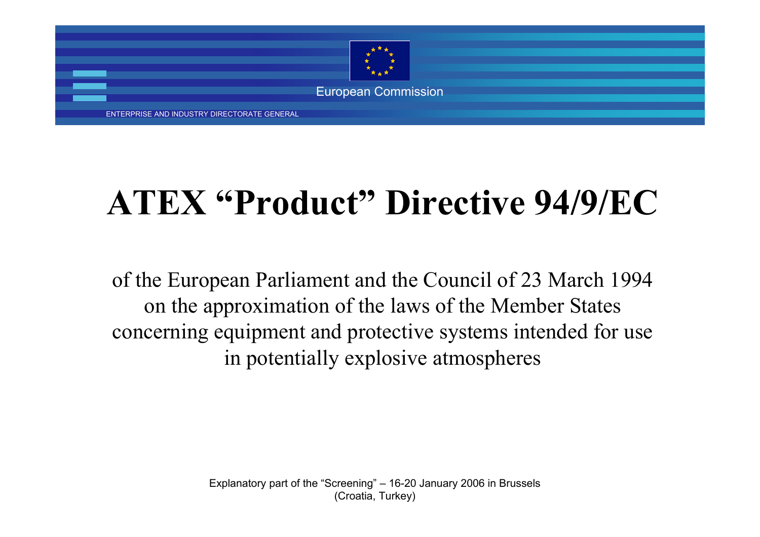European Commission

ENTERPRISE AND INDUSTRY DIRECTORATE GENERAL

# ATEX “Product” Directive 94/9/EC

of the European Parliament and the Council of 23 March 1994 on the approximation of the laws of the Member States concerning equipment and protective systems intended for use in potentially explosive atmospheres

Explanatory part of the “Screening” – 16-20 January 2006 in Brussels (Croatia, Turkey)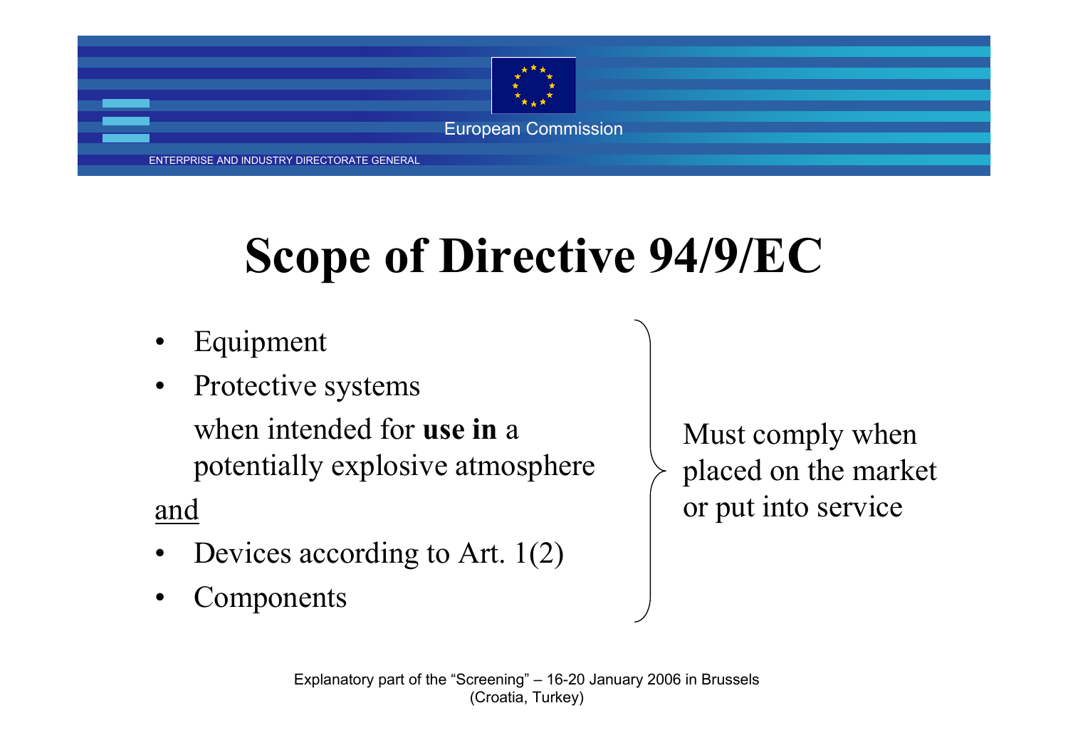# Scope of Directive 94/9/EC

- Equipment
- Protective systems

  when intended for **use in** a potentially explosive atmosphere

<u>and</u>

- Devices according to Art. 1(2)
- Components

Must comply when placed on the market or put into service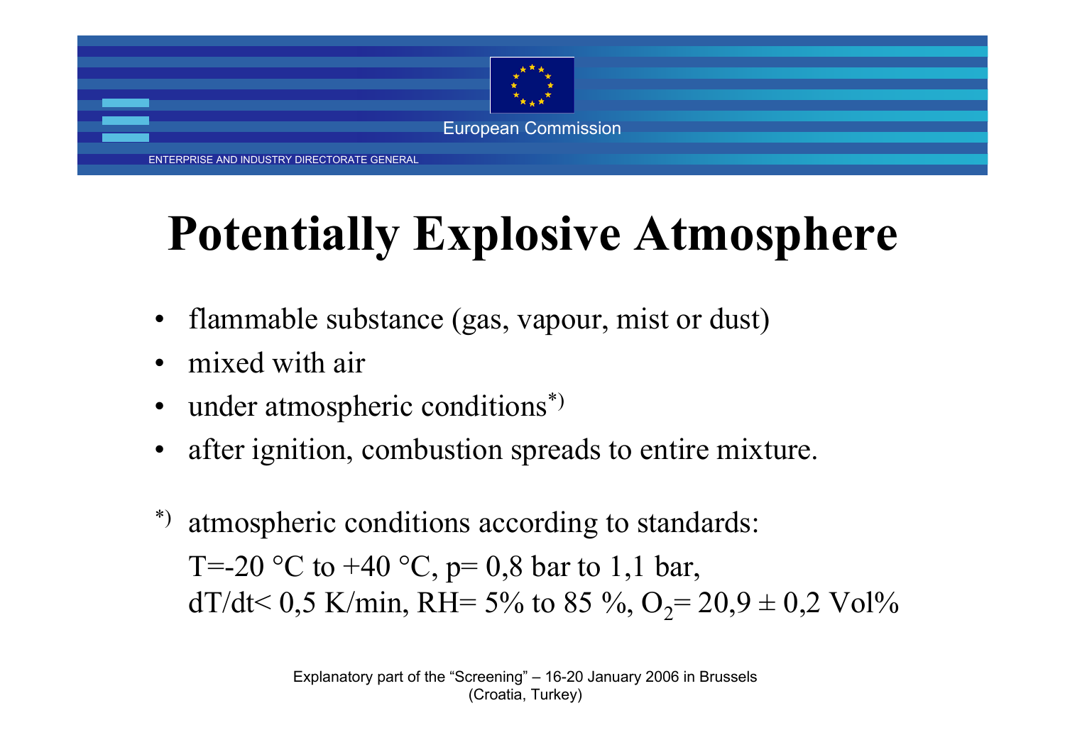# Potentially Explosive Atmosphere

- flammable substance (gas, vapour, mist or dust)
- mixed with air
- under atmospheric conditions*)
- after ignition, combustion spreads to entire mixture.

*) atmospheric conditions according to standards:
$T = -20\ °C$ to $+40\ °C$, $p = 0{,}8$ bar to $1{,}1$ bar,
$dT/dt < 0{,}5$ K/min, RH= 5% to 85 %, $O_2 = 20{,}9 \pm 0{,}2$ Vol%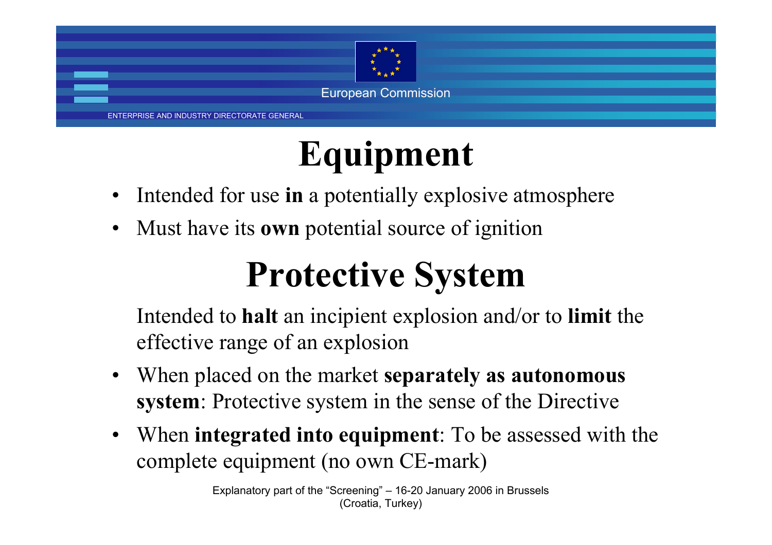# Equipment

- Intended for use **in** a potentially explosive atmosphere
- Must have its **own** potential source of ignition

# Protective System

Intended to **halt** an incipient explosion and/or to **limit** the effective range of an explosion

- When placed on the market **separately as autonomous system**: Protective system in the sense of the Directive
- When **integrated into equipment**: To be assessed with the complete equipment (no own CE-mark)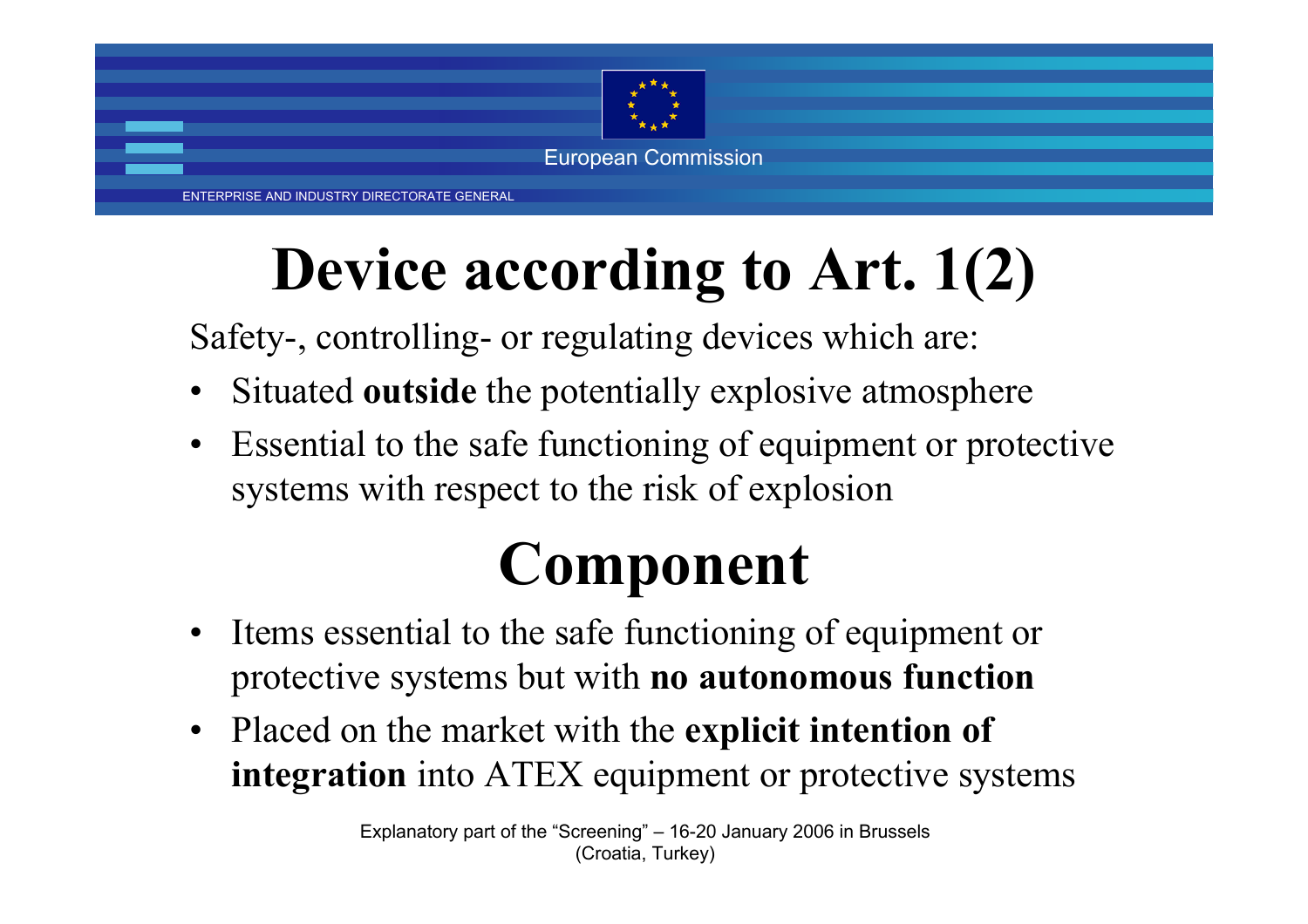# Device according to Art. 1(2)

Safety-, controlling- or regulating devices which are:

- Situated **outside** the potentially explosive atmosphere
- Essential to the safe functioning of equipment or protective systems with respect to the risk of explosion

# Component

- Items essential to the safe functioning of equipment or protective systems but with **no autonomous function**
- Placed on the market with the **explicit intention of integration** into ATEX equipment or protective systems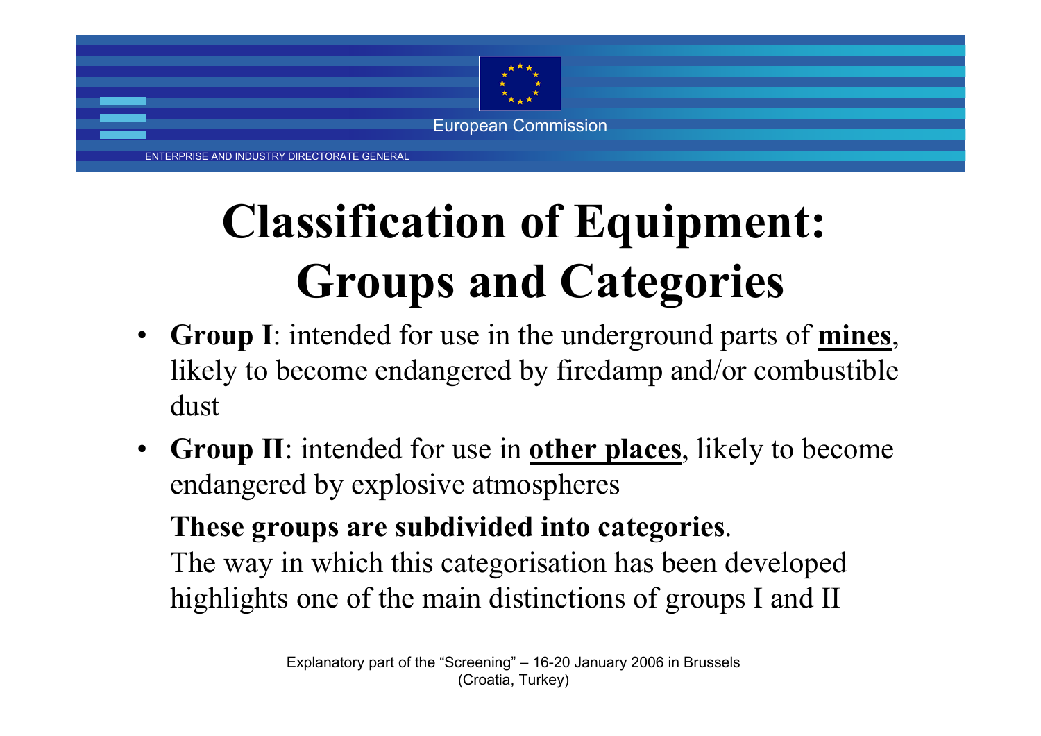# Classification of Equipment: Groups and Categories

- **Group I**: intended for use in the underground parts of **mines**, likely to become endangered by firedamp and/or combustible dust
- **Group II**: intended for use in **other places**, likely to become endangered by explosive atmospheres

  **These groups are subdivided into categories**.
  The way in which this categorisation has been developed highlights one of the main distinctions of groups I and II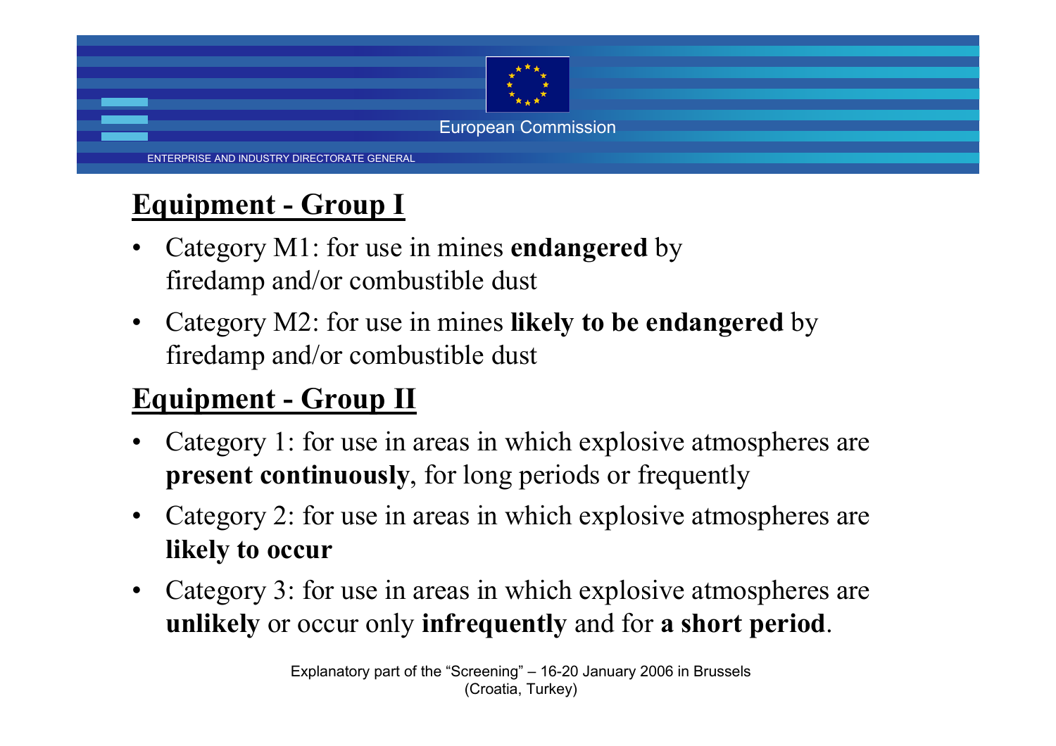## Equipment - Group I

- Category M1: for use in mines **endangered** by firedamp and/or combustible dust
- Category M2: for use in mines **likely to be endangered** by firedamp and/or combustible dust

## Equipment - Group II

- Category 1: for use in areas in which explosive atmospheres are **present continuously**, for long periods or frequently
- Category 2: for use in areas in which explosive atmospheres are **likely to occur**
- Category 3: for use in areas in which explosive atmospheres are **unlikely** or occur only **infrequently** and for **a short period**.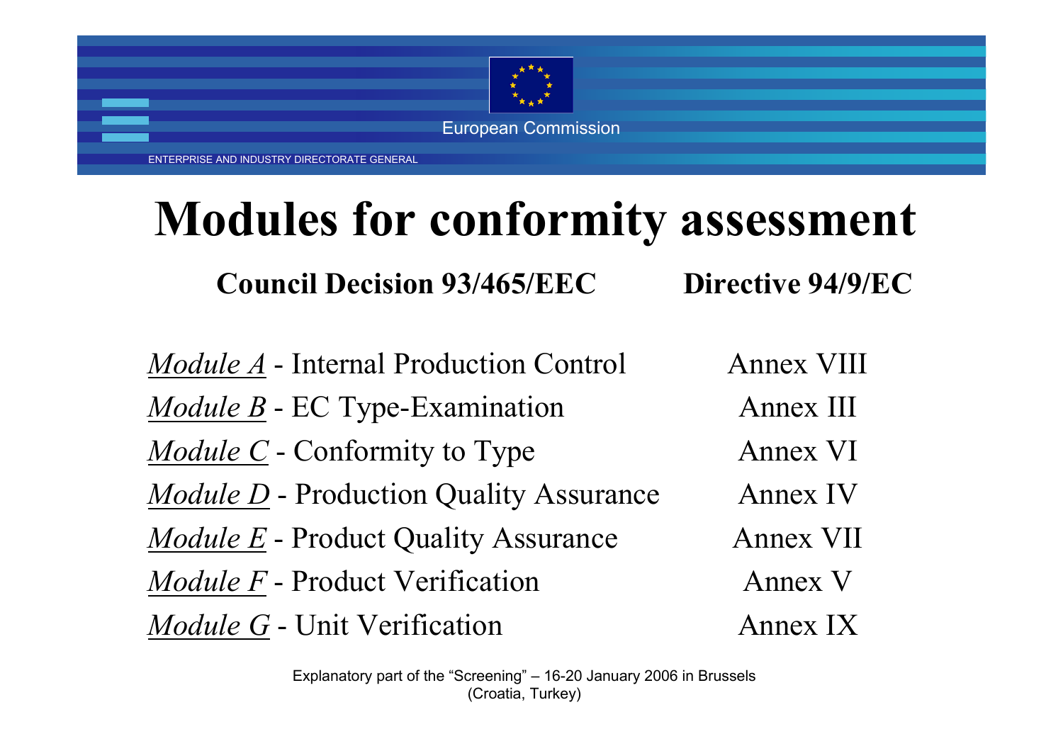# Modules for conformity assessment

| Council Decision 93/465/EEC | Directive 94/9/EC |
| --- | --- |
| *Module A* - Internal Production Control | Annex VIII |
| *Module B* - EC Type-Examination | Annex III |
| *Module C* - Conformity to Type | Annex VI |
| *Module D* - Production Quality Assurance | Annex IV |
| *Module E* - Product Quality Assurance | Annex VII |
| *Module F* - Product Verification | Annex V |
| *Module G* - Unit Verification | Annex IX |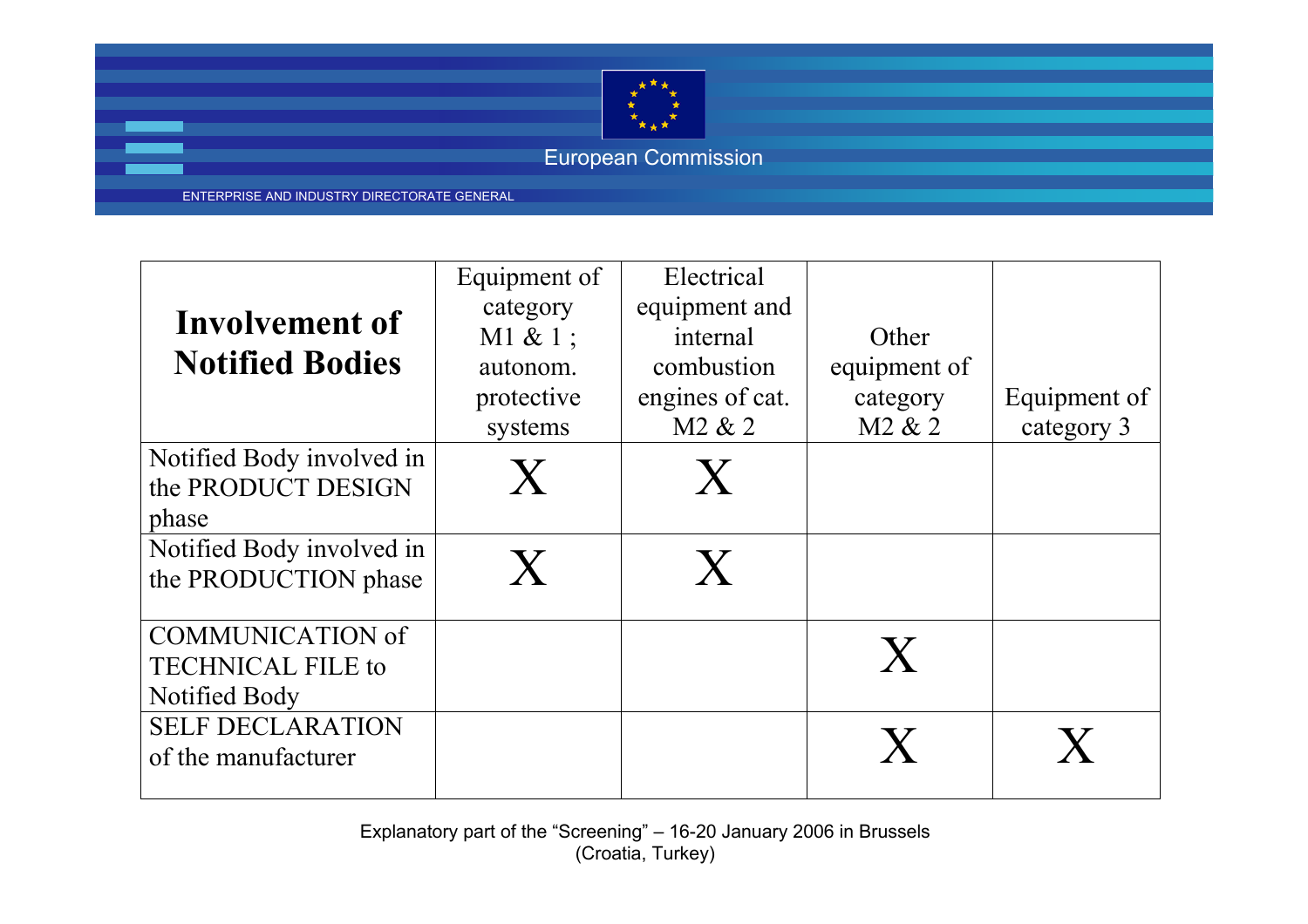| **Involvement of Notified Bodies** | Equipment of category M1 & 1 ; autonom. protective systems | Electrical equipment and internal combustion engines of cat. M2 & 2 | Other equipment of category M2 & 2 | Equipment of category 3 |
|---|---|---|---|---|
| Notified Body involved in the PRODUCT DESIGN phase | X | X | | |
| Notified Body involved in the PRODUCTION phase | X | X | | |
| COMMUNICATION of TECHNICAL FILE to Notified Body | | | X | |
| SELF DECLARATION of the manufacturer | | | X | X |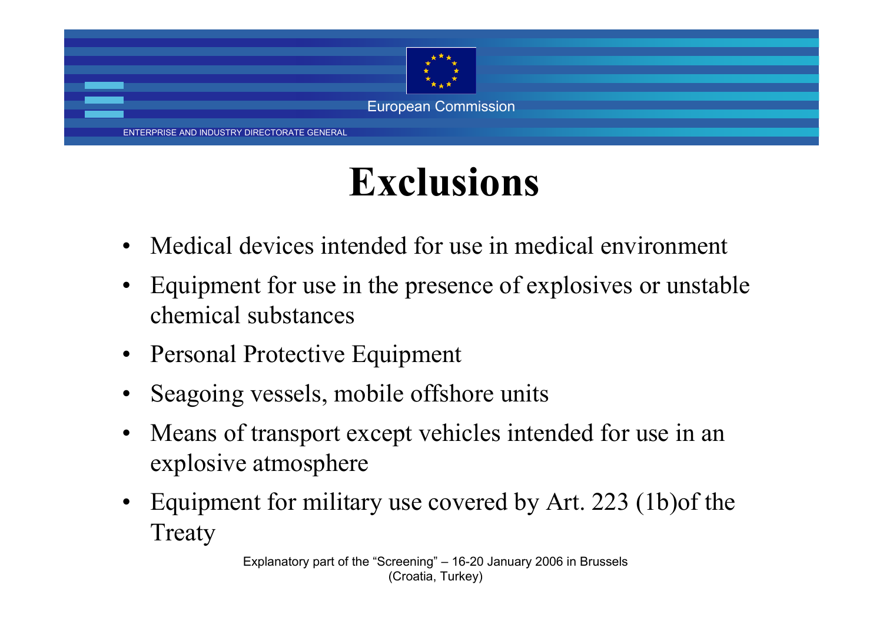# Exclusions

- Medical devices intended for use in medical environment
- Equipment for use in the presence of explosives or unstable chemical substances
- Personal Protective Equipment
- Seagoing vessels, mobile offshore units
- Means of transport except vehicles intended for use in an explosive atmosphere
- Equipment for military use covered by Art. 223 (1b)of the Treaty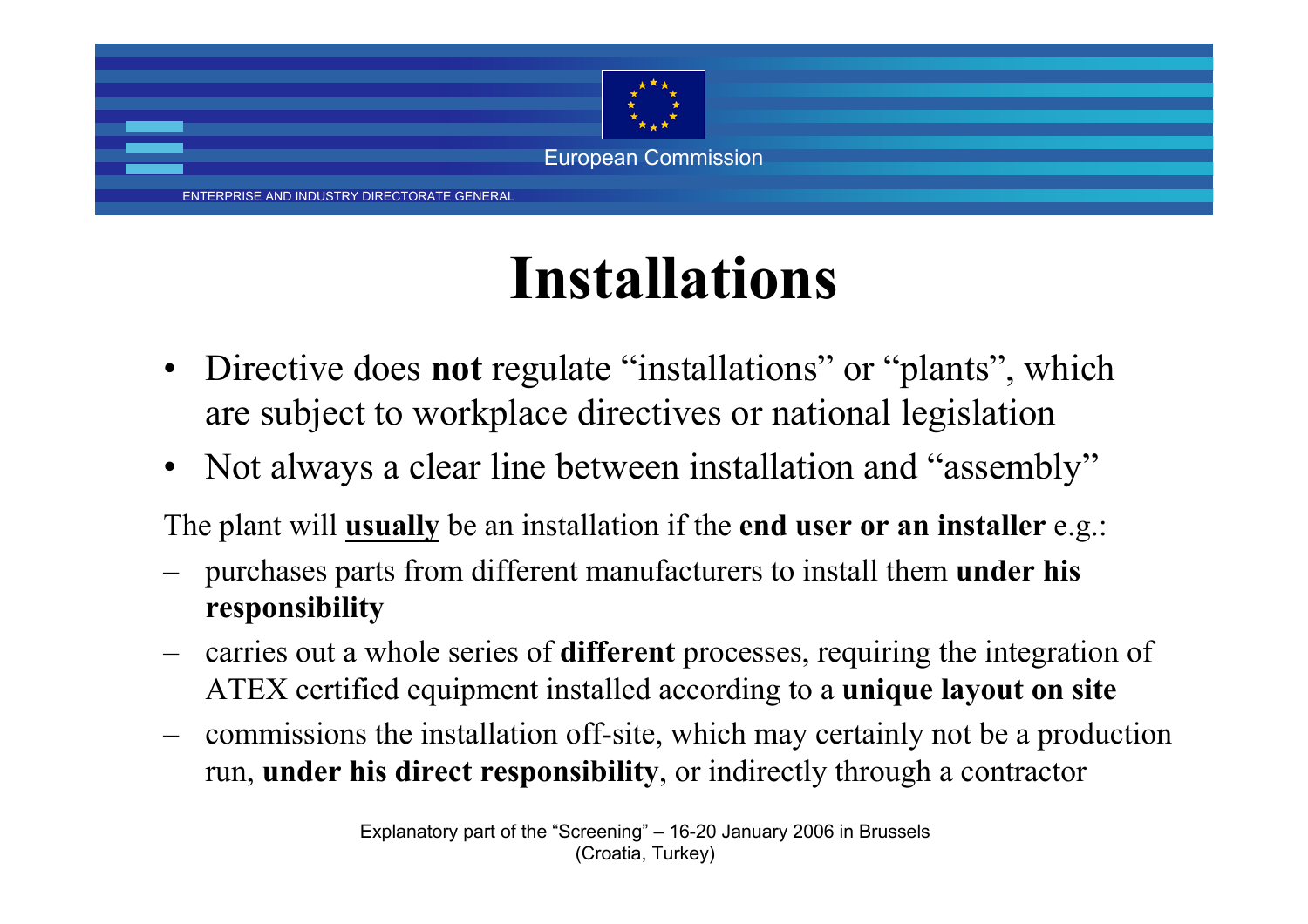# Installations

- Directive does **not** regulate “installations” or “plants”, which are subject to workplace directives or national legislation
- Not always a clear line between installation and “assembly”

The plant will **usually** be an installation if the **end user or an installer** e.g.:

- purchases parts from different manufacturers to install them **under his responsibility**
- carries out a whole series of **different** processes, requiring the integration of ATEX certified equipment installed according to a **unique layout on site**
- commissions the installation off-site, which may certainly not be a production run, **under his direct responsibility**, or indirectly through a contractor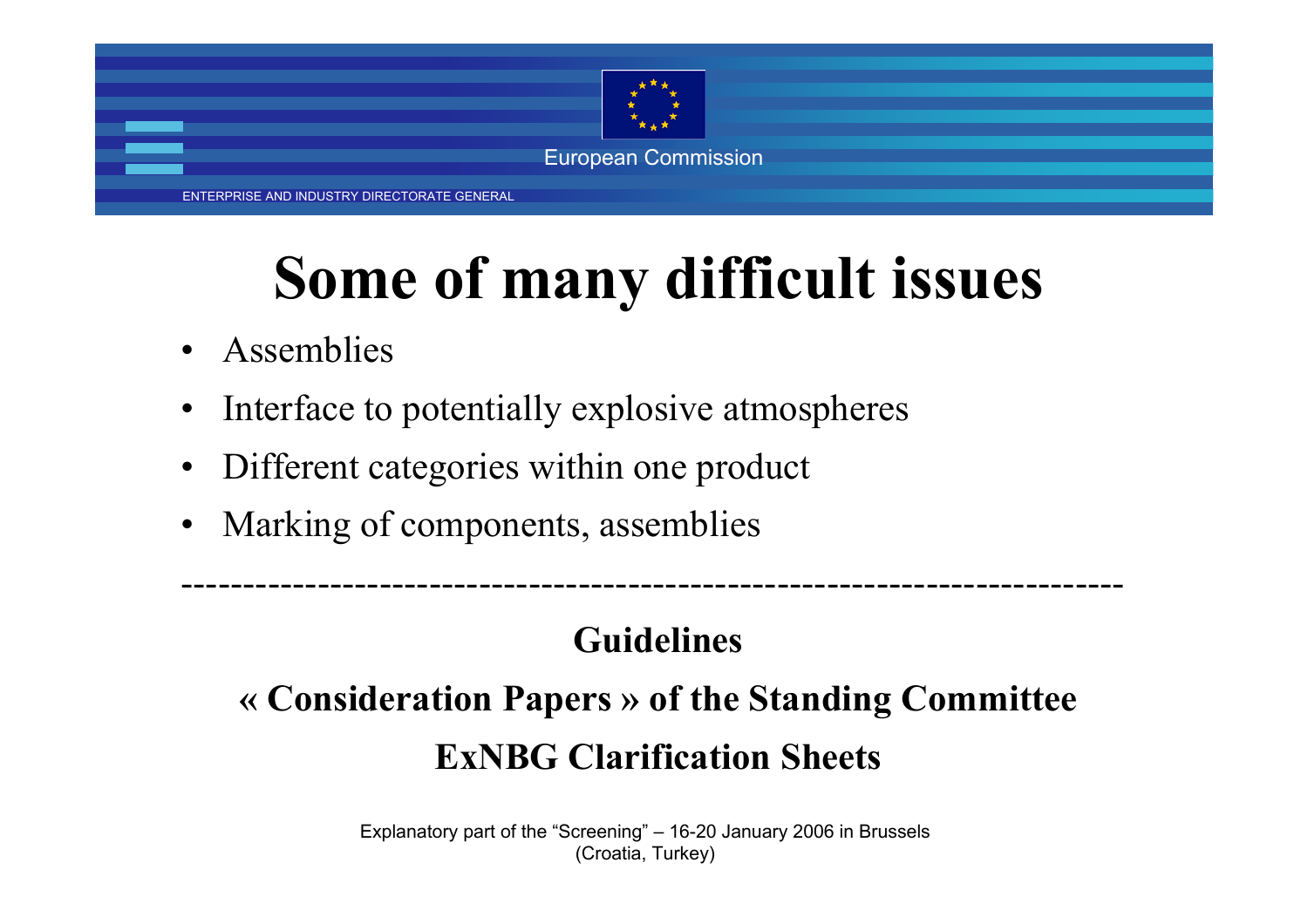# Some of many difficult issues

- Assemblies
- Interface to potentially explosive atmospheres
- Different categories within one product
- Marking of components, assemblies

---

**Guidelines**

**« Consideration Papers » of the Standing Committee**

**ExNBG Clarification Sheets**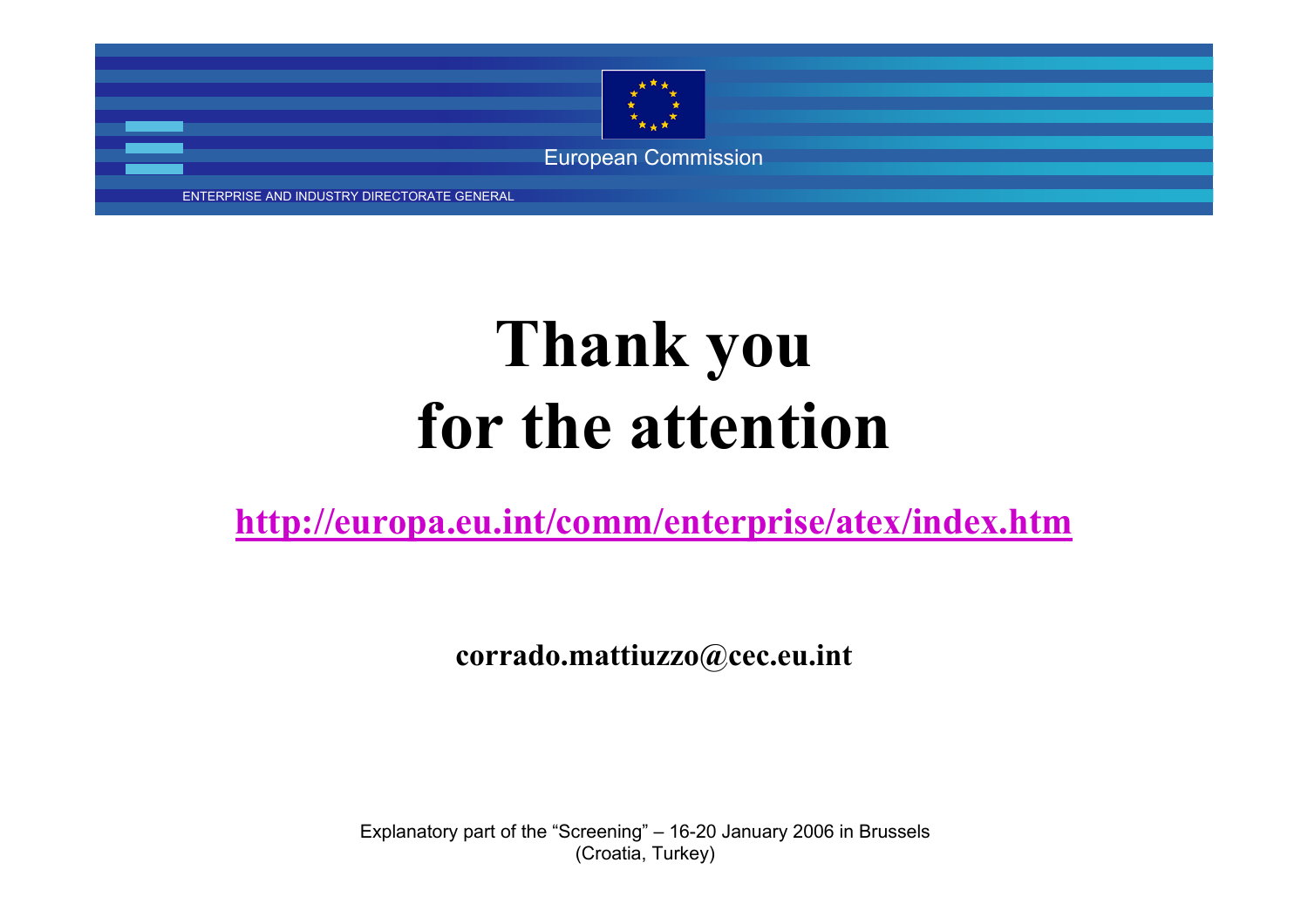European Commission

ENTERPRISE AND INDUSTRY DIRECTORATE GENERAL

# Thank you for the attention

**http://europa.eu.int/comm/enterprise/atex/index.htm**

**corrado.mattiuzzo@cec.eu.int**

Explanatory part of the “Screening” – 16-20 January 2006 in Brussels
(Croatia, Turkey)